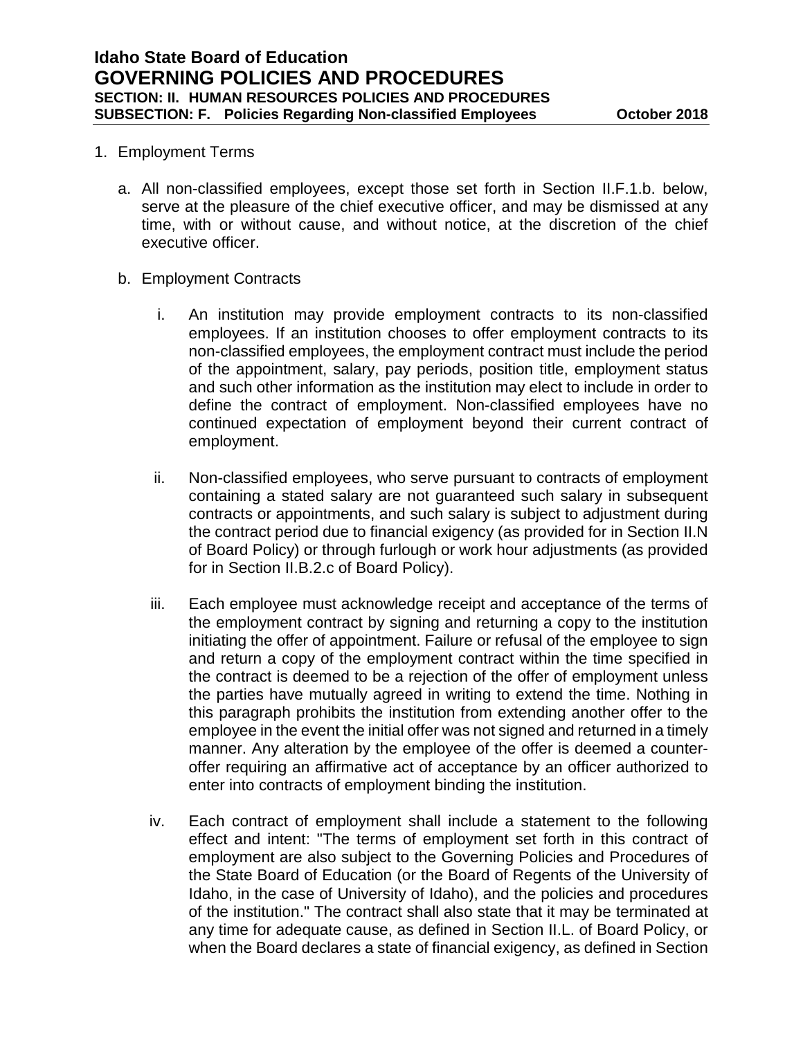# Idaho State Board of Education
## GOVERNING POLICIES AND PROCEDURES
**SECTION: II. HUMAN RESOURCES POLICIES AND PROCEDURES**
**SUBSECTION: F. Policies Regarding Non-classified Employees** **October 2018**

1. Employment Terms

   a. All non-classified employees, except those set forth in Section II.F.1.b. below, serve at the pleasure of the chief executive officer, and may be dismissed at any time, with or without cause, and without notice, at the discretion of the chief executive officer.

   b. Employment Contracts

      i. An institution may provide employment contracts to its non-classified employees. If an institution chooses to offer employment contracts to its non-classified employees, the employment contract must include the period of the appointment, salary, pay periods, position title, employment status and such other information as the institution may elect to include in order to define the contract of employment. Non-classified employees have no continued expectation of employment beyond their current contract of employment.

      ii. Non-classified employees, who serve pursuant to contracts of employment containing a stated salary are not guaranteed such salary in subsequent contracts or appointments, and such salary is subject to adjustment during the contract period due to financial exigency (as provided for in Section II.N of Board Policy) or through furlough or work hour adjustments (as provided for in Section II.B.2.c of Board Policy).

      iii. Each employee must acknowledge receipt and acceptance of the terms of the employment contract by signing and returning a copy to the institution initiating the offer of appointment. Failure or refusal of the employee to sign and return a copy of the employment contract within the time specified in the contract is deemed to be a rejection of the offer of employment unless the parties have mutually agreed in writing to extend the time. Nothing in this paragraph prohibits the institution from extending another offer to the employee in the event the initial offer was not signed and returned in a timely manner. Any alteration by the employee of the offer is deemed a counter-offer requiring an affirmative act of acceptance by an officer authorized to enter into contracts of employment binding the institution.

      iv. Each contract of employment shall include a statement to the following effect and intent: "The terms of employment set forth in this contract of employment are also subject to the Governing Policies and Procedures of the State Board of Education (or the Board of Regents of the University of Idaho, in the case of University of Idaho), and the policies and procedures of the institution." The contract shall also state that it may be terminated at any time for adequate cause, as defined in Section II.L. of Board Policy, or when the Board declares a state of financial exigency, as defined in Section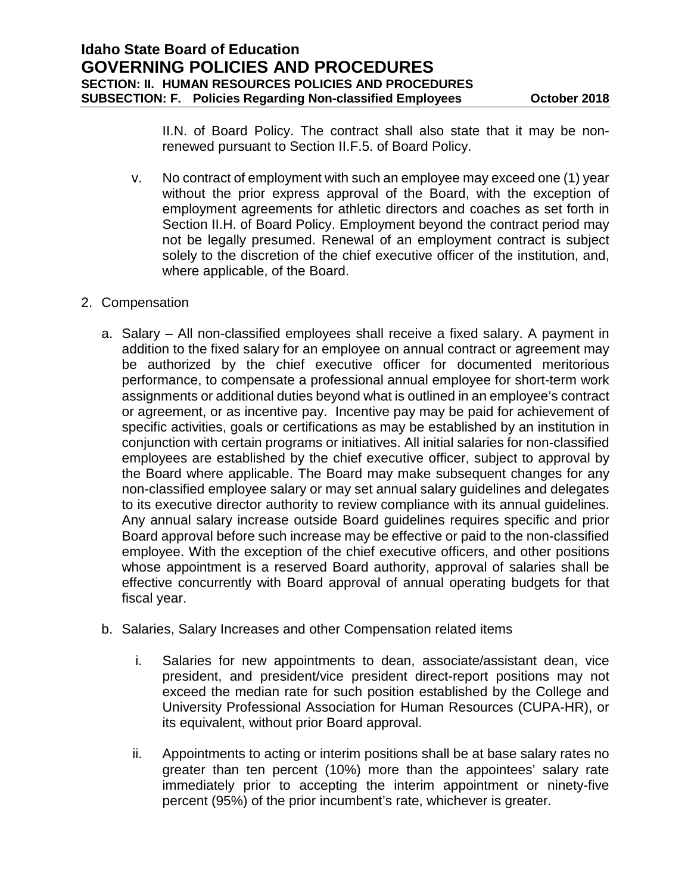II.N. of Board Policy. The contract shall also state that it may be non-renewed pursuant to Section II.F.5. of Board Policy.

v. No contract of employment with such an employee may exceed one (1) year without the prior express approval of the Board, with the exception of employment agreements for athletic directors and coaches as set forth in Section II.H. of Board Policy. Employment beyond the contract period may not be legally presumed. Renewal of an employment contract is subject solely to the discretion of the chief executive officer of the institution, and, where applicable, of the Board.

2. Compensation

   a. Salary – All non-classified employees shall receive a fixed salary. A payment in addition to the fixed salary for an employee on annual contract or agreement may be authorized by the chief executive officer for documented meritorious performance, to compensate a professional annual employee for short-term work assignments or additional duties beyond what is outlined in an employee's contract or agreement, or as incentive pay. Incentive pay may be paid for achievement of specific activities, goals or certifications as may be established by an institution in conjunction with certain programs or initiatives. All initial salaries for non-classified employees are established by the chief executive officer, subject to approval by the Board where applicable. The Board may make subsequent changes for any non-classified employee salary or may set annual salary guidelines and delegates to its executive director authority to review compliance with its annual guidelines. Any annual salary increase outside Board guidelines requires specific and prior Board approval before such increase may be effective or paid to the non-classified employee. With the exception of the chief executive officers, and other positions whose appointment is a reserved Board authority, approval of salaries shall be effective concurrently with Board approval of annual operating budgets for that fiscal year.

   b. Salaries, Salary Increases and other Compensation related items

      i. Salaries for new appointments to dean, associate/assistant dean, vice president, and president/vice president direct-report positions may not exceed the median rate for such position established by the College and University Professional Association for Human Resources (CUPA-HR), or its equivalent, without prior Board approval.

      ii. Appointments to acting or interim positions shall be at base salary rates no greater than ten percent (10%) more than the appointees' salary rate immediately prior to accepting the interim appointment or ninety-five percent (95%) of the prior incumbent's rate, whichever is greater.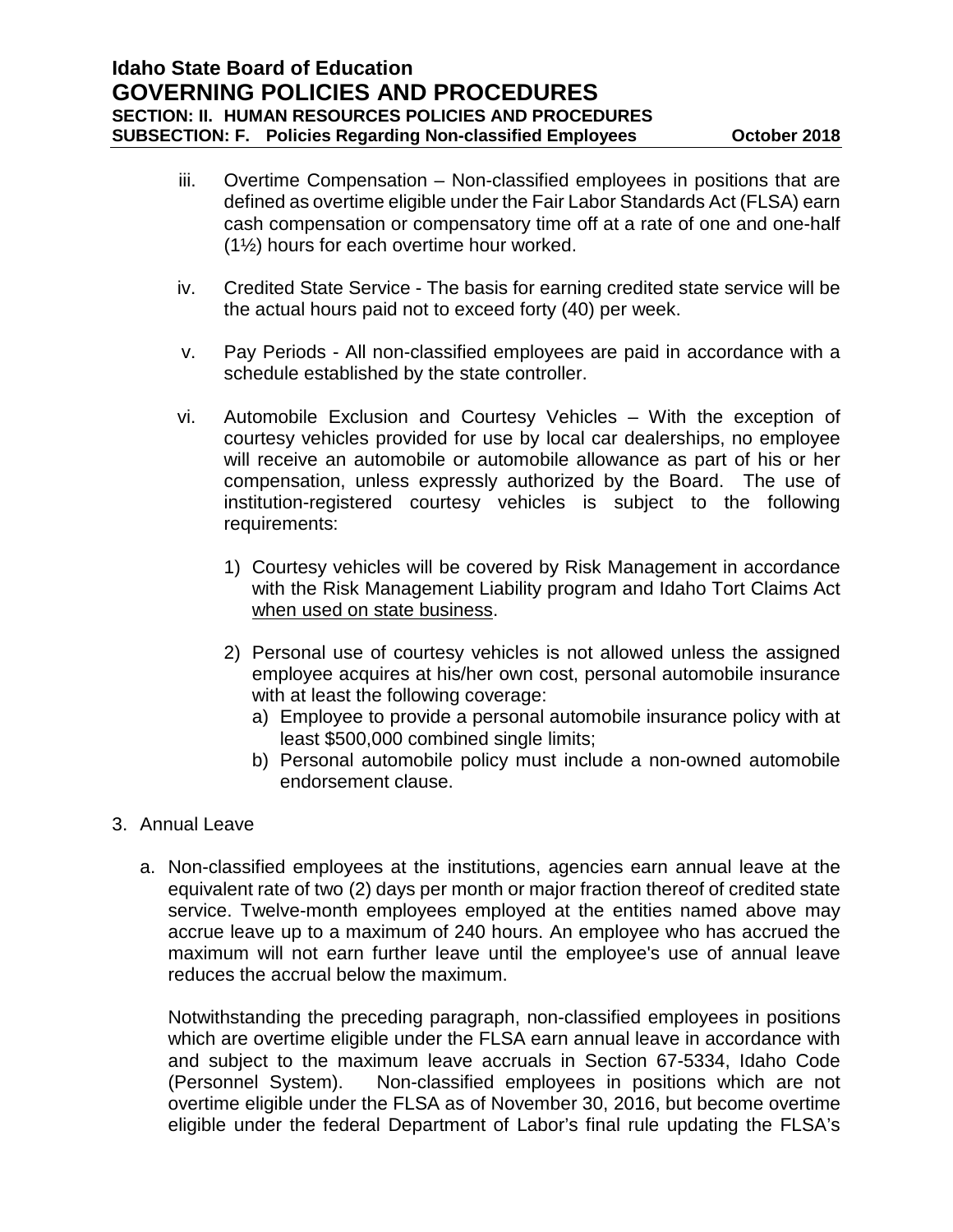iii. Overtime Compensation – Non-classified employees in positions that are defined as overtime eligible under the Fair Labor Standards Act (FLSA) earn cash compensation or compensatory time off at a rate of one and one-half (1½) hours for each overtime hour worked.

iv. Credited State Service - The basis for earning credited state service will be the actual hours paid not to exceed forty (40) per week.

v. Pay Periods - All non-classified employees are paid in accordance with a schedule established by the state controller.

vi. Automobile Exclusion and Courtesy Vehicles – With the exception of courtesy vehicles provided for use by local car dealerships, no employee will receive an automobile or automobile allowance as part of his or her compensation, unless expressly authorized by the Board. The use of institution-registered courtesy vehicles is subject to the following requirements:

1) Courtesy vehicles will be covered by Risk Management in accordance with the Risk Management Liability program and Idaho Tort Claims Act <u>when used on state business</u>.

2) Personal use of courtesy vehicles is not allowed unless the assigned employee acquires at his/her own cost, personal automobile insurance with at least the following coverage:
   a) Employee to provide a personal automobile insurance policy with at least $500,000 combined single limits;
   b) Personal automobile policy must include a non-owned automobile endorsement clause.

3. Annual Leave

a. Non-classified employees at the institutions, agencies earn annual leave at the equivalent rate of two (2) days per month or major fraction thereof of credited state service. Twelve-month employees employed at the entities named above may accrue leave up to a maximum of 240 hours. An employee who has accrued the maximum will not earn further leave until the employee's use of annual leave reduces the accrual below the maximum.

Notwithstanding the preceding paragraph, non-classified employees in positions which are overtime eligible under the FLSA earn annual leave in accordance with and subject to the maximum leave accruals in Section 67-5334, Idaho Code (Personnel System). Non-classified employees in positions which are not overtime eligible under the FLSA as of November 30, 2016, but become overtime eligible under the federal Department of Labor's final rule updating the FLSA's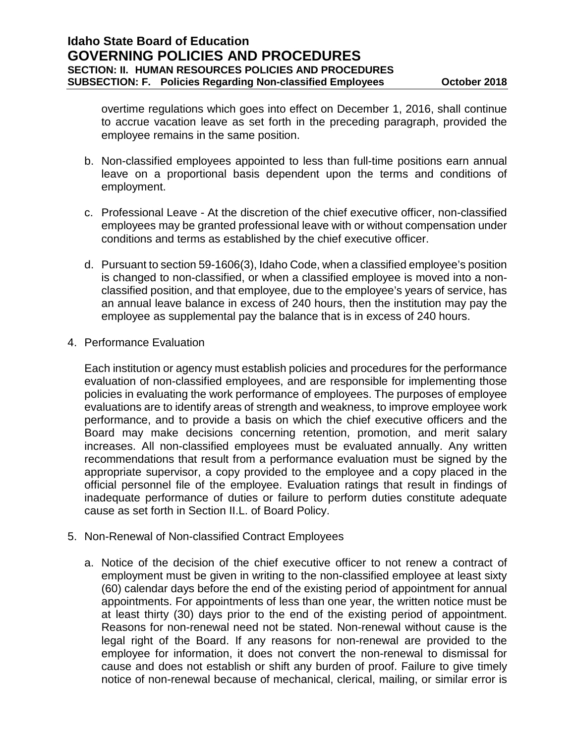overtime regulations which goes into effect on December 1, 2016, shall continue to accrue vacation leave as set forth in the preceding paragraph, provided the employee remains in the same position.

b. Non-classified employees appointed to less than full-time positions earn annual leave on a proportional basis dependent upon the terms and conditions of employment.

c. Professional Leave - At the discretion of the chief executive officer, non-classified employees may be granted professional leave with or without compensation under conditions and terms as established by the chief executive officer.

d. Pursuant to section 59-1606(3), Idaho Code, when a classified employee's position is changed to non-classified, or when a classified employee is moved into a non-classified position, and that employee, due to the employee's years of service, has an annual leave balance in excess of 240 hours, then the institution may pay the employee as supplemental pay the balance that is in excess of 240 hours.

4. Performance Evaluation

   Each institution or agency must establish policies and procedures for the performance evaluation of non-classified employees, and are responsible for implementing those policies in evaluating the work performance of employees. The purposes of employee evaluations are to identify areas of strength and weakness, to improve employee work performance, and to provide a basis on which the chief executive officers and the Board may make decisions concerning retention, promotion, and merit salary increases. All non-classified employees must be evaluated annually. Any written recommendations that result from a performance evaluation must be signed by the appropriate supervisor, a copy provided to the employee and a copy placed in the official personnel file of the employee. Evaluation ratings that result in findings of inadequate performance of duties or failure to perform duties constitute adequate cause as set forth in Section II.L. of Board Policy.

5. Non-Renewal of Non-classified Contract Employees

   a. Notice of the decision of the chief executive officer to not renew a contract of employment must be given in writing to the non-classified employee at least sixty (60) calendar days before the end of the existing period of appointment for annual appointments. For appointments of less than one year, the written notice must be at least thirty (30) days prior to the end of the existing period of appointment. Reasons for non-renewal need not be stated. Non-renewal without cause is the legal right of the Board. If any reasons for non-renewal are provided to the employee for information, it does not convert the non-renewal to dismissal for cause and does not establish or shift any burden of proof. Failure to give timely notice of non-renewal because of mechanical, clerical, mailing, or similar error is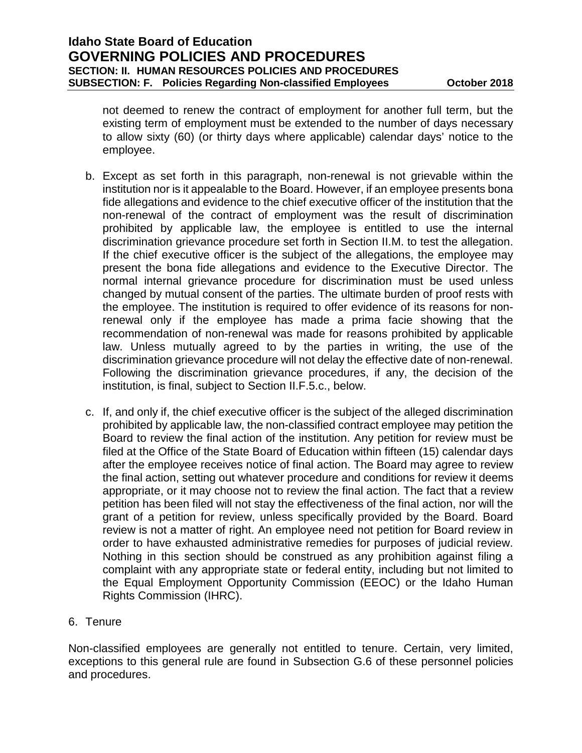not deemed to renew the contract of employment for another full term, but the existing term of employment must be extended to the number of days necessary to allow sixty (60) (or thirty days where applicable) calendar days' notice to the employee.

b. Except as set forth in this paragraph, non-renewal is not grievable within the institution nor is it appealable to the Board. However, if an employee presents bona fide allegations and evidence to the chief executive officer of the institution that the non-renewal of the contract of employment was the result of discrimination prohibited by applicable law, the employee is entitled to use the internal discrimination grievance procedure set forth in Section II.M. to test the allegation. If the chief executive officer is the subject of the allegations, the employee may present the bona fide allegations and evidence to the Executive Director. The normal internal grievance procedure for discrimination must be used unless changed by mutual consent of the parties. The ultimate burden of proof rests with the employee. The institution is required to offer evidence of its reasons for non-renewal only if the employee has made a prima facie showing that the recommendation of non-renewal was made for reasons prohibited by applicable law. Unless mutually agreed to by the parties in writing, the use of the discrimination grievance procedure will not delay the effective date of non-renewal. Following the discrimination grievance procedures, if any, the decision of the institution, is final, subject to Section II.F.5.c., below.

c. If, and only if, the chief executive officer is the subject of the alleged discrimination prohibited by applicable law, the non-classified contract employee may petition the Board to review the final action of the institution. Any petition for review must be filed at the Office of the State Board of Education within fifteen (15) calendar days after the employee receives notice of final action. The Board may agree to review the final action, setting out whatever procedure and conditions for review it deems appropriate, or it may choose not to review the final action. The fact that a review petition has been filed will not stay the effectiveness of the final action, nor will the grant of a petition for review, unless specifically provided by the Board. Board review is not a matter of right. An employee need not petition for Board review in order to have exhausted administrative remedies for purposes of judicial review. Nothing in this section should be construed as any prohibition against filing a complaint with any appropriate state or federal entity, including but not limited to the Equal Employment Opportunity Commission (EEOC) or the Idaho Human Rights Commission (IHRC).

6. Tenure

Non-classified employees are generally not entitled to tenure. Certain, very limited, exceptions to this general rule are found in Subsection G.6 of these personnel policies and procedures.